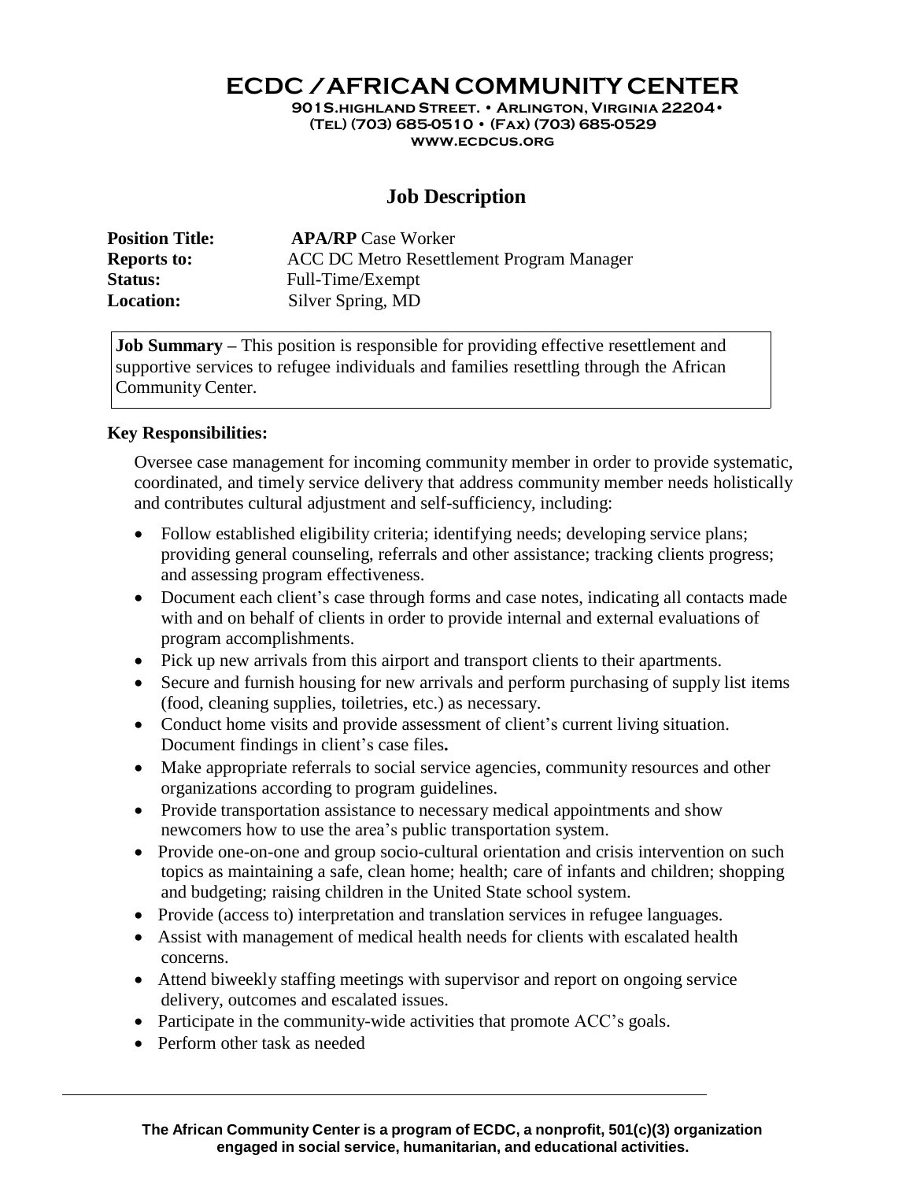# ECDC / AFRICAN COMMUNITY CENTER

**901S.highland Street. • Arlington, Virginia 22204•**
**(Tel) (703) 685-0510 • (Fax) (703) 685-0529**
**www.ecdcus.org**

## Job Description

**Position Title:** **APA/RP** Case Worker
**Reports to:** ACC DC Metro Resettlement Program Manager
**Status:** Full-Time/Exempt
**Location:** Silver Spring, MD

**Job Summary –** This position is responsible for providing effective resettlement and supportive services to refugee individuals and families resettling through the African Community Center.

**Key Responsibilities:**

Oversee case management for incoming community member in order to provide systematic, coordinated, and timely service delivery that address community member needs holistically and contributes cultural adjustment and self-sufficiency, including:

- Follow established eligibility criteria; identifying needs; developing service plans; providing general counseling, referrals and other assistance; tracking clients progress; and assessing program effectiveness.
- Document each client's case through forms and case notes, indicating all contacts made with and on behalf of clients in order to provide internal and external evaluations of program accomplishments.
- Pick up new arrivals from this airport and transport clients to their apartments.
- Secure and furnish housing for new arrivals and perform purchasing of supply list items (food, cleaning supplies, toiletries, etc.) as necessary.
- Conduct home visits and provide assessment of client's current living situation. Document findings in client's case files**.**
- Make appropriate referrals to social service agencies, community resources and other organizations according to program guidelines.
- Provide transportation assistance to necessary medical appointments and show newcomers how to use the area's public transportation system.
- Provide one-on-one and group socio-cultural orientation and crisis intervention on such topics as maintaining a safe, clean home; health; care of infants and children; shopping and budgeting; raising children in the United State school system.
- Provide (access to) interpretation and translation services in refugee languages.
- Assist with management of medical health needs for clients with escalated health concerns.
- Attend biweekly staffing meetings with supervisor and report on ongoing service delivery, outcomes and escalated issues.
- Participate in the community-wide activities that promote ACC's goals.
- Perform other task as needed

**The African Community Center is a program of ECDC, a nonprofit, 501(c)(3) organization engaged in social service, humanitarian, and educational activities.**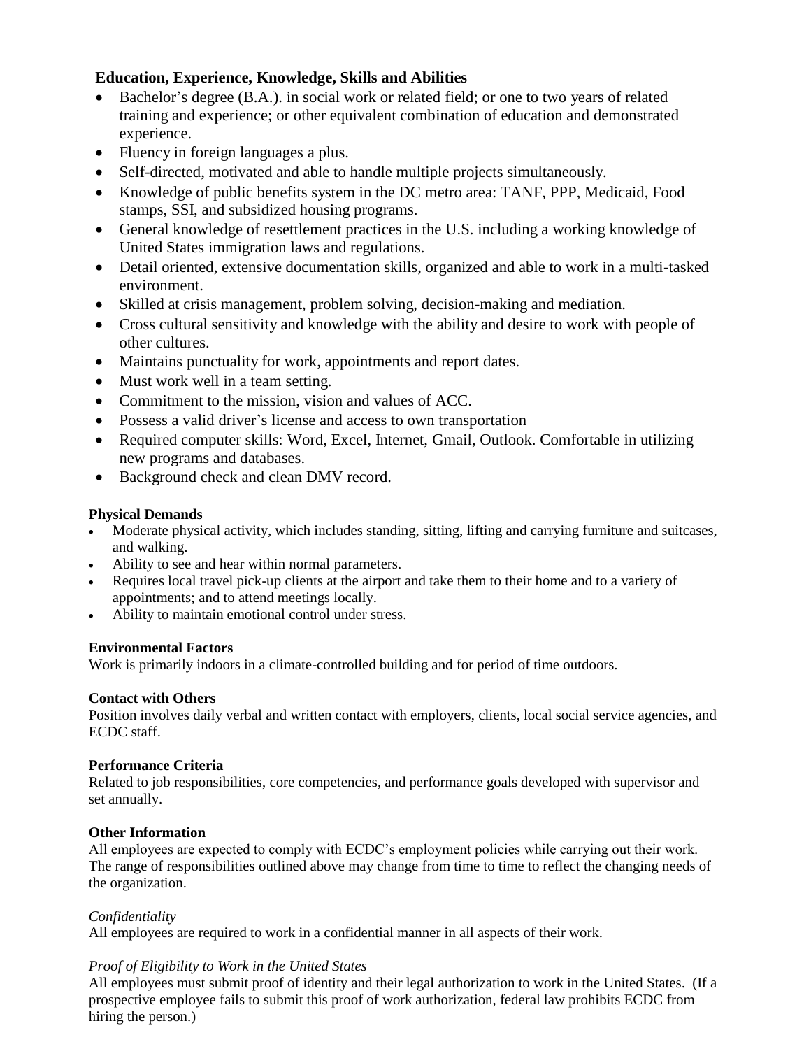**Education, Experience, Knowledge, Skills and Abilities**

- Bachelor's degree (B.A.). in social work or related field; or one to two years of related training and experience; or other equivalent combination of education and demonstrated experience.
- Fluency in foreign languages a plus.
- Self-directed, motivated and able to handle multiple projects simultaneously.
- Knowledge of public benefits system in the DC metro area: TANF, PPP, Medicaid, Food stamps, SSI, and subsidized housing programs.
- General knowledge of resettlement practices in the U.S. including a working knowledge of United States immigration laws and regulations.
- Detail oriented, extensive documentation skills, organized and able to work in a multi-tasked environment.
- Skilled at crisis management, problem solving, decision-making and mediation.
- Cross cultural sensitivity and knowledge with the ability and desire to work with people of other cultures.
- Maintains punctuality for work, appointments and report dates.
- Must work well in a team setting.
- Commitment to the mission, vision and values of ACC.
- Possess a valid driver's license and access to own transportation
- Required computer skills: Word, Excel, Internet, Gmail, Outlook. Comfortable in utilizing new programs and databases.
- Background check and clean DMV record.

**Physical Demands**

- Moderate physical activity, which includes standing, sitting, lifting and carrying furniture and suitcases, and walking.
- Ability to see and hear within normal parameters.
- Requires local travel pick-up clients at the airport and take them to their home and to a variety of appointments; and to attend meetings locally.
- Ability to maintain emotional control under stress.

**Environmental Factors**

Work is primarily indoors in a climate-controlled building and for period of time outdoors.

**Contact with Others**

Position involves daily verbal and written contact with employers, clients, local social service agencies, and ECDC staff.

**Performance Criteria**

Related to job responsibilities, core competencies, and performance goals developed with supervisor and set annually.

**Other Information**

All employees are expected to comply with ECDC's employment policies while carrying out their work. The range of responsibilities outlined above may change from time to time to reflect the changing needs of the organization.

*Confidentiality*

All employees are required to work in a confidential manner in all aspects of their work.

*Proof of Eligibility to Work in the United States*

All employees must submit proof of identity and their legal authorization to work in the United States. (If a prospective employee fails to submit this proof of work authorization, federal law prohibits ECDC from hiring the person.)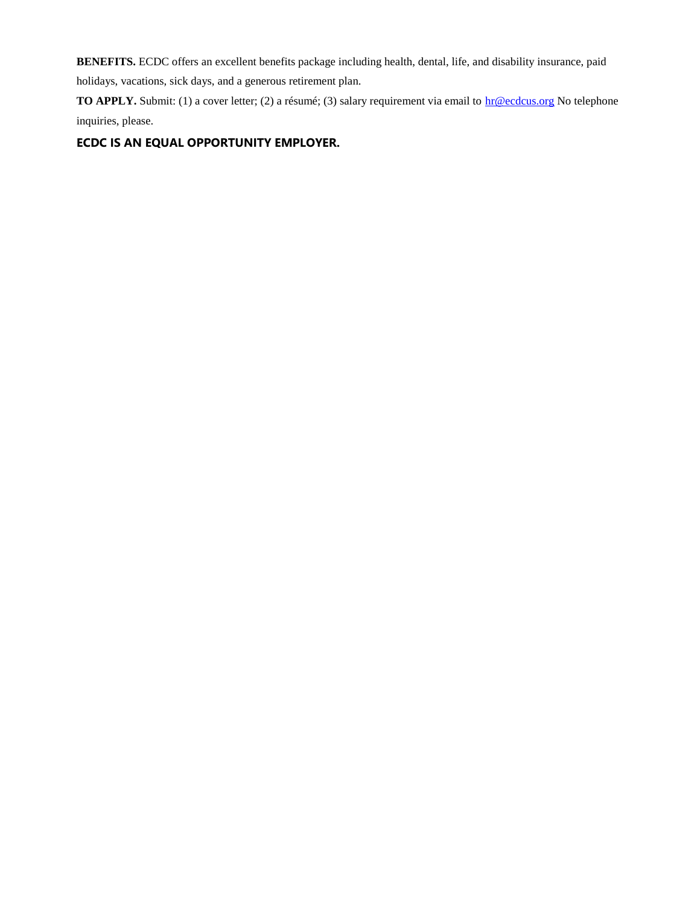**BENEFITS.** ECDC offers an excellent benefits package including health, dental, life, and disability insurance, paid holidays, vacations, sick days, and a generous retirement plan.

**TO APPLY.** Submit: (1) a cover letter; (2) a résumé; (3) salary requirement via email to hr@ecdcus.org No telephone inquiries, please.

**ECDC IS AN EQUAL OPPORTUNITY EMPLOYER.**